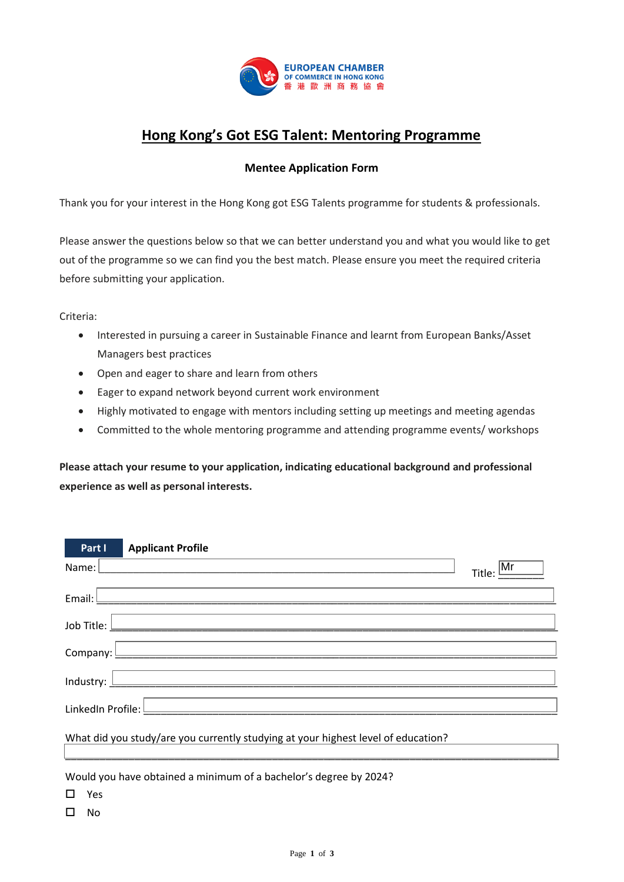EUROPEAN CHAMBER
OF COMMERCE IN HONG KONG
香港歐洲商務協會

# Hong Kong's Got ESG Talent: Mentoring Programme

**Mentee Application Form**

Thank you for your interest in the Hong Kong got ESG Talents programme for students & professionals.

Please answer the questions below so that we can better understand you and what you would like to get out of the programme so we can find you the best match. Please ensure you meet the required criteria before submitting your application.

Criteria:

- Interested in pursuing a career in Sustainable Finance and learnt from European Banks/Asset Managers best practices
- Open and eager to share and learn from others
- Eager to expand network beyond current work environment
- Highly motivated to engage with mentors including setting up meetings and meeting agendas
- Committed to the whole mentoring programme and attending programme events/ workshops

**Please attach your resume to your application, indicating educational background and professional experience as well as personal interests.**

## Part I Applicant Profile

Name: ______________________ Title: Mr

Email: ______________________

Job Title: ______________________

Company: ______________________

Industry: ______________________

LinkedIn Profile: ______________________

What did you study/are you currently studying at your highest level of education?

______________________

Would you have obtained a minimum of a bachelor's degree by 2024?

- ☐ Yes
- ☐ No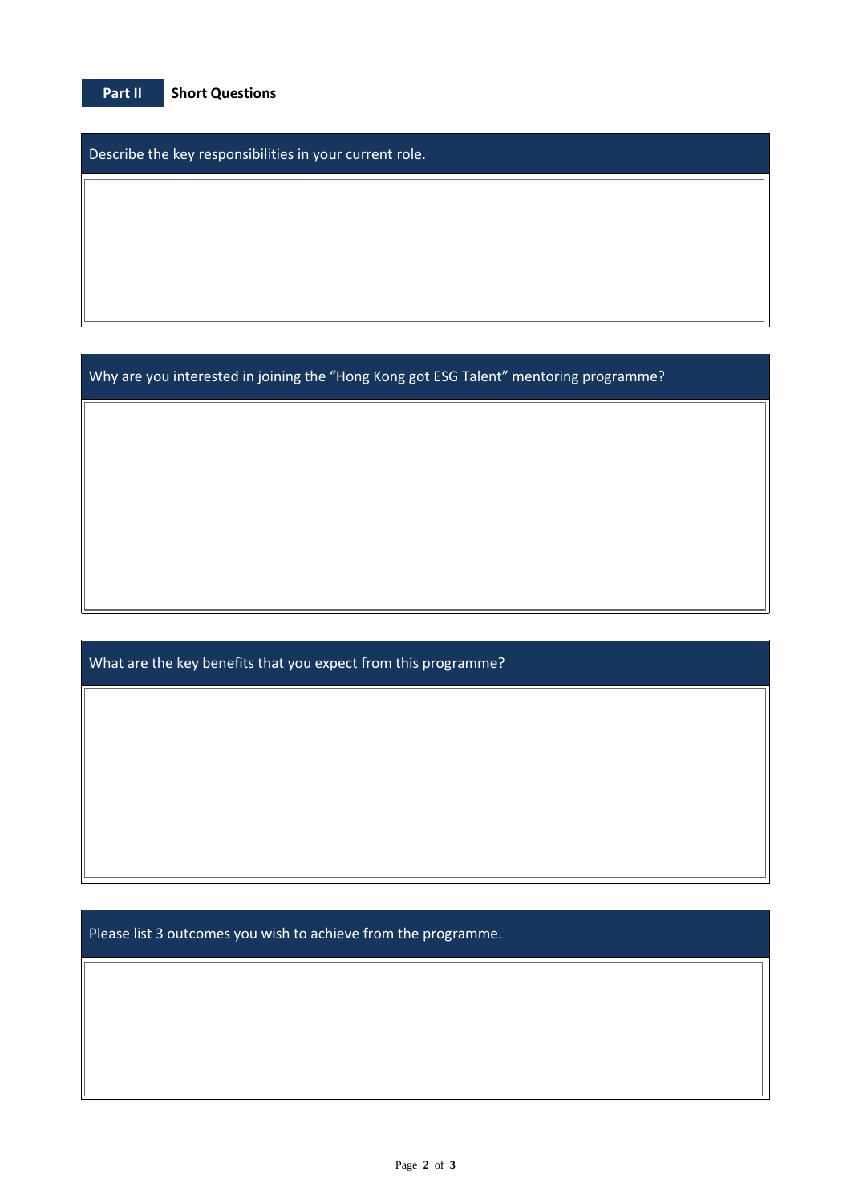## Part II Short Questions

**Describe the key responsibilities in your current role.**

**Why are you interested in joining the "Hong Kong got ESG Talent" mentoring programme?**

**What are the key benefits that you expect from this programme?**

**Please list 3 outcomes you wish to achieve from the programme.**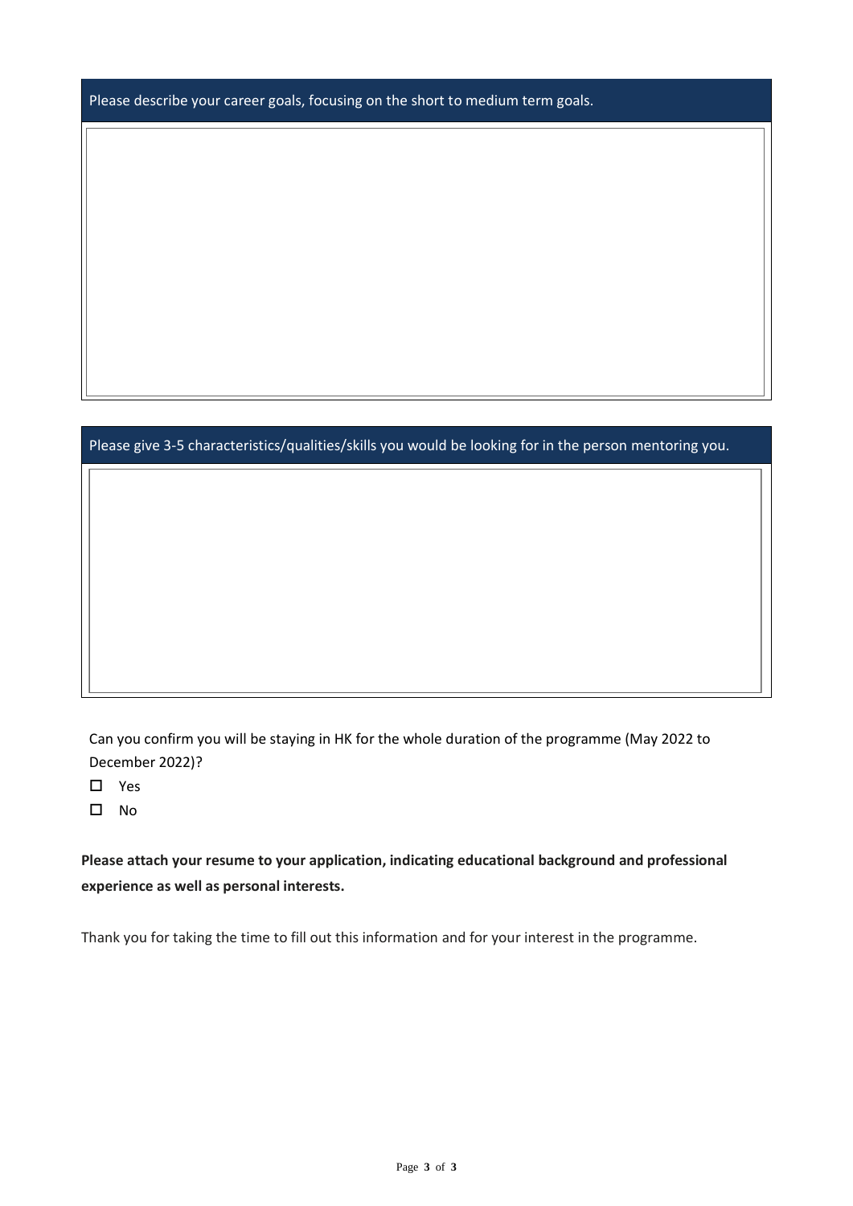Please describe your career goals, focusing on the short to medium term goals.

Please give 3-5 characteristics/qualities/skills you would be looking for in the person mentoring you.

Can you confirm you will be staying in HK for the whole duration of the programme (May 2022 to December 2022)?

- ☐ Yes
- ☐ No

**Please attach your resume to your application, indicating educational background and professional experience as well as personal interests.**

Thank you for taking the time to fill out this information and for your interest in the programme.